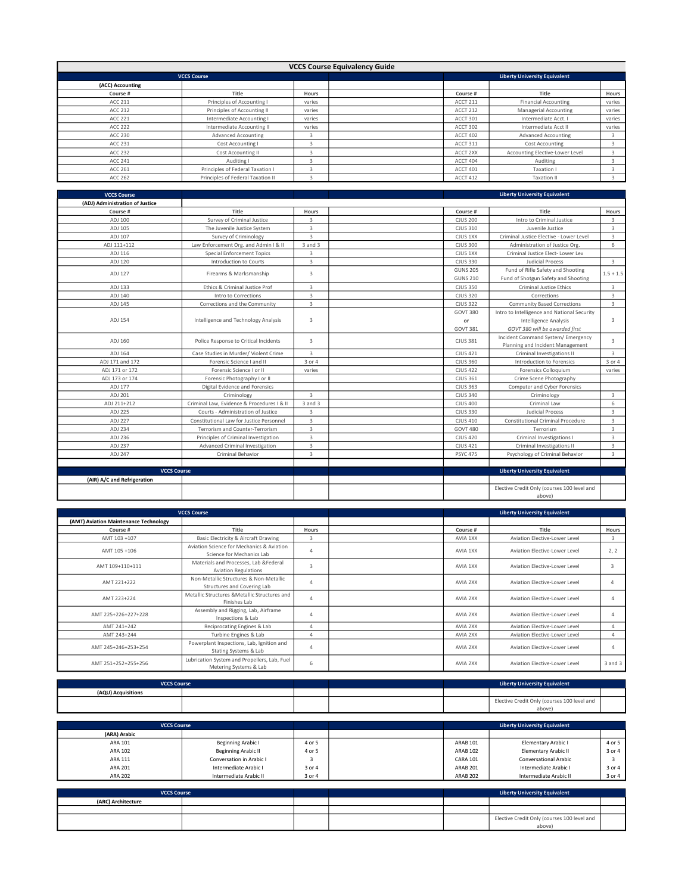# VCCS Course Equivalency Guide

| VCCS Course | | | | Liberty University Equivalent | | |
|---|---|---|---|---|---|---|
| **(ACC) Accounting** | | | | | | |
| Course # | Title | Hours | | Course # | Title | Hours |
| ACC 211 | Principles of Accounting I | varies | | ACCT 211 | Financial Accounting | varies |
| ACC 212 | Principles of Accounting II | varies | | ACCT 212 | Managerial Accounting | varies |
| ACC 221 | Intermediate Accounting I | varies | | ACCT 301 | Intermediate Acct. I | varies |
| ACC 222 | Intermediate Accounting II | varies | | ACCT 302 | Intermediate Acct II | varies |
| ACC 230 | Advanced Accounting | 3 | | ACCT 402 | Advanced Accounting | 3 |
| ACC 231 | Cost Accounting I | 3 | | ACCT 311 | Cost Accounting | 3 |
| ACC 232 | Cost Accounting II | 3 | | ACCT 2XX | Accounting Elective-Lower Level | 3 |
| ACC 241 | Auditing I | 3 | | ACCT 404 | Auditing | 3 |
| ACC 261 | Principles of Federal Taxation I | 3 | | ACCT 401 | Taxation I | 3 |
| ACC 262 | Principles of Federal Taxation II | 3 | | ACCT 412 | Taxation II | 3 |

| VCCS Course | | | | Liberty University Equivalent | | |
|---|---|---|---|---|---|---|
| **(ADJ) Administration of Justice** | | | | | | |
| Course # | Title | Hours | | Course # | Title | Hours |
| ADJ 100 | Survey of Criminal Justice | 3 | | CJUS 200 | Intro to Criminal Justice | 3 |
| ADJ 105 | The Juvenile Justice System | 3 | | CJUS 310 | Juvenile Justice | 3 |
| ADJ 107 | Survey of Criminology | 3 | | CJUS 1XX | Criminal Justice Elective - Lower Level | 3 |
| ADJ 111+112 | Law Enforcement Org. and Admin I & II | 3 and 3 | | CJUS 300 | Administration of Justice Org. | 6 |
| ADJ 116 | Special Enforcement Topics | 3 | | CJUS 1XX | Criminal Justice Elect- Lower Lev | |
| ADJ 120 | Introduction to Courts | 3 | | CJUS 330 | Judicial Process | 3 |
| ADJ 127 | Firearms & Marksmanship | 3 | | GUNS 205<br>GUNS 210 | Fund of Rifle Safety and Shooting<br>Fund of Shotgun Safety and Shooting | 1.5 + 1.5 |
| ADJ 133 | Ethics & Criminal Justice Prof | 3 | | CJUS 350 | Criminal Justice Ethics | 3 |
| ADJ 140 | Intro to Corrections | 3 | | CJUS 320 | Corrections | 3 |
| ADJ 145 | Corrections and the Community | 3 | | CJUS 322 | Community Based Corrections | 3 |
| ADJ 154 | Intelligence and Technology Analysis | 3 | | GOVT 380<br>or<br>GOVT 381 | Intro to Intelligence and National Security<br>Intelligence Analysis<br>*GOVT 380 will be awarded first* | 3 |
| ADJ 160 | Police Response to Critical Incidents | 3 | | CJUS 381 | Incident Command System/ Emergency Planning and Incident Management | 3 |
| ADJ 164 | Case Studies in Murder/ Violent Crime | 3 | | CJUS 421 | Criminal Investigations II | 3 |
| ADJ 171 and 172 | Forensic Science I and II | 3 or 4 | | CJUS 360 | Introduction to Forensics | 3 or 4 |
| ADJ 171 or 172 | Forensic Science I or II | varies | | CJUS 422 | Forensics Colloquium | varies |
| ADJ 173 or 174 | Forensic Photography I or II | | | CJUS 361 | Crime Scene Photography | |
| ADJ 177 | Digital Evidence and Forensics | | | CJUS 363 | Computer and Cyber Forensics | |
| ADJ 201 | Criminology | 3 | | CJUS 340 | Criminology | 3 |
| ADJ 211+212 | Criminal Law, Evidence & Procedures I & II | 3 and 3 | | CJUS 400 | Criminal Law | 6 |
| ADJ 225 | Courts - Administration of Justice | 3 | | CJUS 330 | Judicial Process | 3 |
| ADJ 227 | Constitutional Law for Justice Personnel | 3 | | CJUS 410 | Constitutional Criminal Procedure | 3 |
| ADJ 234 | Terrorism and Counter-Terrorism | 3 | | GOVT 480 | Terrorism | 3 |
| ADJ 236 | Principles of Criminal Investigation | 3 | | CJUS 420 | Criminal Investigations I | 3 |
| ADJ 237 | Advanced Criminal Investigation | 3 | | CJUS 421 | Criminal Investigations II | 3 |
| ADJ 247 | Criminal Behavior | 3 | | PSYC 475 | Psychology of Criminal Behavior | 3 |

| VCCS Course | | | | Liberty University Equivalent | | |
|---|---|---|---|---|---|---|
| **(AIR) A/C and Refrigeration** | | | | | | |
| | | | | | Elective Credit Only (courses 100 level and above) | |

| VCCS Course | | | | Liberty University Equivalent | | |
|---|---|---|---|---|---|---|
| **(AMT) Aviation Maintenance Technology** | | | | | | |
| Course # | Title | Hours | | Course # | Title | Hours |
| AMT 103 +107 | Basic Electricity & Aircraft Drawing | 3 | | AVIA 1XX | Aviation Elective-Lower Level | 3 |
| AMT 105 +106 | Aviation Science for Mechanics & Aviation Science for Mechanics Lab | 4 | | AVIA 1XX | Aviation Elective-Lower Level | 2, 2 |
| AMT 109+110+111 | Materials and Processes, Lab &Federal Aviation Regulations | 3 | | AVIA 1XX | Aviation Elective-Lower Level | 3 |
| AMT 221+222 | Non-Metallic Structures & Non-Metallic Structures and Covering Lab | 4 | | AVIA 2XX | Aviation Elective-Lower Level | 4 |
| AMT 223+224 | Metallic Structures &Metallic Structures and Finishes Lab | 4 | | AVIA 2XX | Aviation Elective-Lower Level | 4 |
| AMT 225+226+227+228 | Assembly and Rigging, Lab, Airframe Inspections & Lab | 4 | | AVIA 2XX | Aviation Elective-Lower Level | 4 |
| AMT 241+242 | Reciprocating Engines & Lab | 4 | | AVIA 2XX | Aviation Elective-Lower Level | 4 |
| AMT 243+244 | Turbine Engines & Lab | 4 | | AVIA 2XX | Aviation Elective-Lower Level | 4 |
| AMT 245+246+253+254 | Powerplant Inspections, Lab, Ignition and Stating Systems & Lab | 4 | | AVIA 2XX | Aviation Elective-Lower Level | 4 |
| AMT 251+252+255+256 | Lubrication System and Propellers, Lab, Fuel Metering Systems & Lab | 6 | | AVIA 2XX | Aviation Elective-Lower Level | 3 and 3 |

| VCCS Course | | | | Liberty University Equivalent | | |
|---|---|---|---|---|---|---|
| **(AQU) Acquisitions** | | | | | | |
| | | | | | Elective Credit Only (courses 100 level and above) | |

| VCCS Course | | | | Liberty University Equivalent | | |
|---|---|---|---|---|---|---|
| **(ARA) Arabic** | | | | | | |
| ARA 101 | Beginning Arabic I | 4 or 5 | | ARAB 101 | Elementary Arabic I | 4 or 5 |
| ARA 102 | Beginning Arabic II | 4 or 5 | | ARAB 102 | Elementary Arabic II | 3 or 4 |
| ARA 111 | Conversation in Arabic I | 3 | | CARA 101 | Conversational Arabic | 3 |
| ARA 201 | Intermediate Arabic I | 3 or 4 | | ARAB 201 | Intermediate Arabic I | 3 or 4 |
| ARA 202 | Intermediate Arabic II | 3 or 4 | | ARAB 202 | Intermediate Arabic II | 3 or 4 |

| VCCS Course | | | | Liberty University Equivalent | | |
|---|---|---|---|---|---|---|
| **(ARC) Architecture** | | | | | | |
| | | | | | | |
| | | | | | Elective Credit Only (courses 100 level and above) | |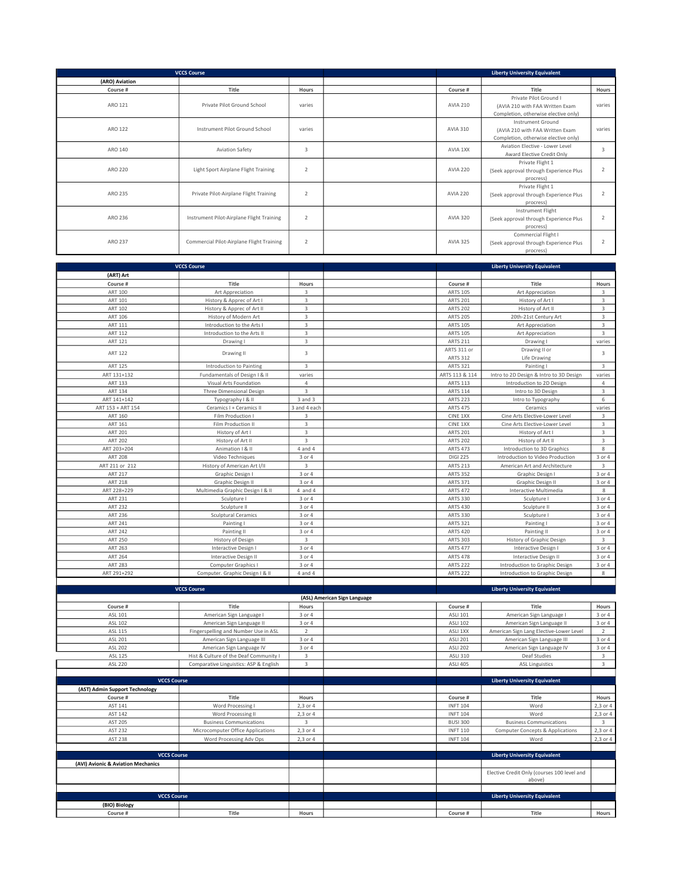| VCCS Course | | | | Liberty University Equivalent | | |
|---|---|---|---|---|---|---|
| (ARO) Aviation | | | | | | |
| Course # | Title | Hours | | Course # | Title | Hours |
| ARO 121 | Private Pilot Ground School | varies | | AVIA 210 | Private Pilot Ground I (AVIA 210 with FAA Written Exam Completion, otherwise elective only) | varies |
| ARO 122 | Instrument Pilot Ground School | varies | | AVIA 310 | Instrument Ground (AVIA 210 with FAA Written Exam Completion, otherwise elective only) | varies |
| ARO 140 | Aviation Safety | 3 | | AVIA 1XX | Aviation Elective - Lower Level Award Elective Credit Only | 3 |
| ARO 220 | Light Sport Airplane Flight Training | 2 | | AVIA 220 | Private Flight 1 (Seek approval through Experience Plus procress) | 2 |
| ARO 235 | Private Pilot-Airplane Flight Training | 2 | | AVIA 220 | Private Flight 1 (Seek approval through Experience Plus procress) | 2 |
| ARO 236 | Instrument Pilot-Airplane Flight Training | 2 | | AVIA 320 | Instrument Flight (Seek approval through Experience Plus procress) | 2 |
| ARO 237 | Commercial Pilot-Airplane Flight Training | 2 | | AVIA 325 | Commercial Flight I (Seek approval through Experience Plus procress) | 2 |

| VCCS Course | | | | Liberty University Equivalent | | |
|---|---|---|---|---|---|---|
| (ART) Art | | | | | | |
| Course # | Title | Hours | | Course # | Title | Hours |
| ART 100 | Art Appreciation | 3 | | ARTS 105 | Art Appreciation | 3 |
| ART 101 | History & Apprec of Art I | 3 | | ARTS 201 | History of Art I | 3 |
| ART 102 | History & Apprec of Art II | 3 | | ARTS 202 | History of Art II | 3 |
| ART 106 | History of Modern Art | 3 | | ARTS 205 | 20th-21st Century Art | 3 |
| ART 111 | Introduction to the Arts I | 3 | | ARTS 105 | Art Appreciation | 3 |
| ART 112 | Introduction to the Arts II | 3 | | ARTS 105 | Art Appreciation | 3 |
| ART 121 | Drawing I | 3 | | ARTS 211 | Drawing I | varies |
| ART 122 | Drawing II | 3 | | ARTS 311 or ARTS 312 | Drawing II or Life Drawing | 3 |
| ART 125 | Introduction to Painting | 3 | | ARTS 321 | Painting I | 3 |
| ART 131+132 | Fundamentals of Design I & II | varies | | ARTS 113 & 114 | Intro to 2D Design & Intro to 3D Design | varies |
| ART 133 | Visual Arts Foundation | 4 | | ARTS 113 | Introduction to 2D Design | 4 |
| ART 134 | Three Dimensional Design | 3 | | ARTS 114 | Intro to 3D Design | 3 |
| ART 141+142 | Typography I & II | 3 and 3 | | ARTS 223 | Intro to Typography | 6 |
| ART 153 + ART 154 | Ceramics I + Ceramics II | 3 and 4 each | | ARTS 475 | Ceramics | varies |
| ART 160 | Film Production I | 3 | | CINE 1XX | Cine Arts Elective-Lower Level | 3 |
| ART 161 | Film Production II | 3 | | CINE 1XX | Cine Arts Elective-Lower Level | 3 |
| ART 201 | History of Art I | 3 | | ARTS 201 | History of Art I | 3 |
| ART 202 | History of Art II | 3 | | ARTS 202 | History of Art II | 3 |
| ART 203+204 | Animation I & II | 4 and 4 | | ARTS 473 | Introduction to 3D Graphics | 8 |
| ART 208 | Video Techniques | 3 or 4 | | DIGI 225 | Introduction to Video Production | 3 or 4 |
| ART 211 or 212 | History of American Art I/II | 3 | | ARTS 213 | American Art and Architecture | 3 |
| ART 217 | Graphic Design I | 3 or 4 | | ARTS 352 | Graphic Design I | 3 or 4 |
| ART 218 | Graphic Design II | 3 or 4 | | ARTS 371 | Graphic Design II | 3 or 4 |
| ART 228+229 | Multimedia Graphic Design I & II | 4 and 4 | | ARTS 472 | Interactive Multimedia | 8 |
| ART 231 | Sculpture I | 3 or 4 | | ARTS 330 | Sculpture I | 3 or 4 |
| ART 232 | Sculpture II | 3 or 4 | | ARTS 430 | Sculpture II | 3 or 4 |
| ART 236 | Sculptural Ceramics | 3 or 4 | | ARTS 330 | Sculpture I | 3 or 4 |
| ART 241 | Painting I | 3 or 4 | | ARTS 321 | Painting I | 3 or 4 |
| ART 242 | Painting II | 3 or 4 | | ARTS 420 | Painting II | 3 or 4 |
| ART 250 | History of Design | 3 | | ARTS 303 | History of Graphic Design | 3 |
| ART 263 | Interactive Design I | 3 or 4 | | ARTS 477 | Interactive Design I | 3 or 4 |
| ART 264 | Interactive Design II | 3 or 4 | | ARTS 478 | Interactive Design II | 3 or 4 |
| ART 283 | Computer Graphics I | 3 or 4 | | ARTS 222 | Introduction to Graphic Design | 3 or 4 |
| ART 291+292 | Computer. Graphic Design I & II | 4 and 4 | | ARTS 222 | Introduction to Graphic Design | 8 |

| VCCS Course | | | | Liberty University Equivalent | | |
|---|---|---|---|---|---|---|
| | | | (ASL) American Sign Language | | | |
| Course # | Title | Hours | | Course # | Title | Hours |
| ASL 101 | American Sign Language I | 3 or 4 | | ASLI 101 | American Sign Language I | 3 or 4 |
| ASL 102 | American Sign Language II | 3 or 4 | | ASLI 102 | American Sign Language II | 3 or 4 |
| ASL 115 | Fingerspelling and Number Use in ASL | 2 | | ASLI 1XX | American Sign Lang Elective-Lower Level | 2 |
| ASL 201 | American Sign Language III | 3 or 4 | | ASLI 201 | American Sign Language III | 3 or 4 |
| ASL 202 | American Sign Language IV | 3 or 4 | | ASLI 202 | American Sign Language IV | 3 or 4 |
| ASL 125 | Hist & Culture of the Deaf Community I | 3 | | ASLI 310 | Deaf Studies | 3 |
| ASL 220 | Comparative Linguistics: ASP & English | 3 | | ASLI 405 | ASL Linguistics | 3 |

| VCCS Course | | | | Liberty University Equivalent | | |
|---|---|---|---|---|---|---|
| (AST) Admin Support Technology | | | | | | |
| Course # | Title | Hours | | Course # | Title | Hours |
| AST 141 | Word Processing I | 2,3 or 4 | | INFT 104 | Word | 2,3 or 4 |
| AST 142 | Word Processing II | 2,3 or 4 | | INFT 104 | Word | 2,3 or 4 |
| AST 205 | Business Communications | 3 | | BUSI 300 | Business Communications | 3 |
| AST 232 | Microcomputer Office Applications | 2,3 or 4 | | INFT 110 | Computer Concepts & Applications | 2,3 or 4 |
| AST 238 | Word Processing Adv Ops | 2,3 or 4 | | INFT 104 | Word | 2,3 or 4 |

| VCCS Course | | | | Liberty University Equivalent | | |
|---|---|---|---|---|---|---|
| (AVI) Avionic & Aviation Mechanics | | | | | | |
| | | | | | Elective Credit Only (courses 100 level and above) | |

| VCCS Course | | | | Liberty University Equivalent | | |
|---|---|---|---|---|---|---|
| (BIO) Biology | | | | | | |
| Course # | Title | Hours | | Course # | Title | Hours |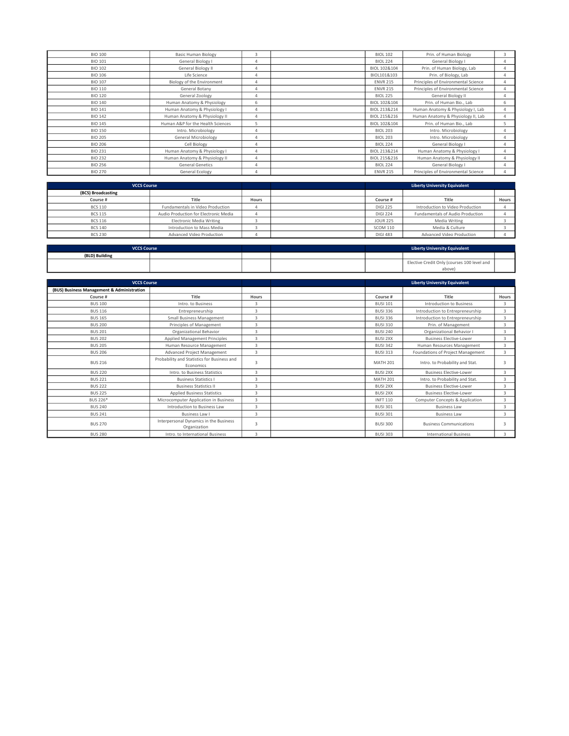| | | | | | | |
|---|---|---|---|---|---|---|
| BIO 100 | Basic Human Biology | 3 | | BIOL 102 | Prin. of Human Biology | 3 |
| BIO 101 | General Biology I | 4 | | BIOL 224 | General Biology I | 4 |
| BIO 102 | General Biology II | 4 | | BIOL 102&104 | Prin. of Human Biology, Lab | 4 |
| BIO 106 | Life Science | 4 | | BIOL101&103 | Prin. of Biology, Lab | 4 |
| BIO 107 | Biology of the Environment | 4 | | ENVR 215 | Principles of Environmental Science | 4 |
| BIO 110 | General Botany | 4 | | ENVR 215 | Principles of Environmental Science | 4 |
| BIO 120 | General Zoology | 4 | | BIOL 225 | General Biology II | 4 |
| BIO 140 | Human Anatomy & Physiology | 6 | | BIOL 102&104 | Prin. of Human Bio., Lab | 6 |
| BIO 141 | Human Anatomy & Physiology I | 4 | | BIOL 213&214 | Human Anatomy & Physiology I, Lab | 4 |
| BIO 142 | Human Anatomy & Physiology II | 4 | | BIOL 215&216 | Human Anatomy & Physiology II, Lab | 4 |
| BIO 145 | Human A&P for the Health Sciences | 5 | | BIOL 102&104 | Prin. of Human Bio., Lab | 5 |
| BIO 150 | Intro. Microbiology | 4 | | BIOL 203 | Intro. Microbiology | 4 |
| BIO 205 | General Microbiology | 4 | | BIOL 203 | Intro. Microbiology | 4 |
| BIO 206 | Cell Biology | 4 | | BIOL 224 | General Biology I | 4 |
| BIO 231 | Human Anatomy & Physiology I | 4 | | BIOL 213&214 | Human Anatomy & Physiology I | 4 |
| BIO 232 | Human Anatomy & Physiology II | 4 | | BIOL 215&216 | Human Anatomy & Physiology II | 4 |
| BIO 256 | General Genetics | 4 | | BIOL 224 | General Biology I | 4 |
| BIO 270 | General Ecology | 4 | | ENVR 215 | Principles of Environmental Science | 4 |

| VCCS Course | | | | Liberty University Equivalent | | |
|---|---|---|---|---|---|---|
| **(BCS) Broadcasting** | | | | | | |
| Course # | Title | Hours | | Course # | Title | Hours |
| BCS 110 | Fundamentals in Video Production | 4 | | DIGI 225 | Introduction to Video Production | 4 |
| BCS 115 | Audio Production for Electronic Media | 4 | | DIGI 224 | Fundamentals of Audio Production | 4 |
| BCS 116 | Electronic Media Writing | 3 | | JOUR 225 | Media Writing | 3 |
| BCS 140 | Introduction to Mass Media | 3 | | SCOM 110 | Media & Culture | 3 |
| BCS 230 | Advanced Video Production | 4 | | DIGI 483 | Advanced Video Production | 4 |

| VCCS Course | | | | Liberty University Equivalent | | |
|---|---|---|---|---|---|---|
| **(BLD) Building** | | | | | | |
| | | | | | Elective Credit Only (courses 100 level and above) | |

| VCCS Course | | | | Liberty University Equivalent | | |
|---|---|---|---|---|---|---|
| **(BUS) Business Management & Administration** | | | | | | |
| Course # | Title | Hours | | Course # | Title | Hours |
| BUS 100 | Intro. to Business | 3 | | BUSI 101 | Introduction to Business | 3 |
| BUS 116 | Entrepreneurship | 3 | | BUSI 336 | Introduction to Entrepreneurship | 3 |
| BUS 165 | Small Business Management | 3 | | BUSI 336 | Introduction to Entrepreneurship | 3 |
| BUS 200 | Principles of Management | 3 | | BUSI 310 | Prin. of Management | 3 |
| BUS 201 | Organizational Behavior | 3 | | BUSI 240 | Organizational Behavior I | 3 |
| BUS 202 | Applied Management Principles | 3 | | BUSI 2XX | Business Elective-Lower | 3 |
| BUS 205 | Human Resource Management | 3 | | BUSI 342 | Human Resources Management | 3 |
| BUS 206 | Advanced Project Management | 3 | | BUSI 313 | Foundations of Project Management | 3 |
| BUS 216 | Probability and Statistics for Business and Economics | 3 | | MATH 201 | Intro. to Probability and Stat. | 3 |
| BUS 220 | Intro. to Business Statistics | 3 | | BUSI 2XX | Business Elective-Lower | 3 |
| BUS 221 | Business Statistics I | 3 | | MATH 201 | Intro. to Probability and Stat. | 3 |
| BUS 222 | Business Statistics II | 3 | | BUSI 2XX | Business Elective-Lower | 3 |
| BUS 225 | Applied Business Statistics | 3 | | BUSI 2XX | Business Elective-Lower | 3 |
| BUS 226* | Microcomputer Application in Business | 3 | | INFT 110 | Computer Concepts & Application | 3 |
| BUS 240 | Introduction to Business Law | 3 | | BUSI 301 | Business Law | 3 |
| BUS 241 | Business Law I | 3 | | BUSI 301 | Business Law | 3 |
| BUS 270 | Interpersonal Dynamics in the Business Organization | 3 | | BUSI 300 | Business Communications | 3 |
| BUS 280 | Intro. to International Business | 3 | | BUSI 303 | International Business | 3 |